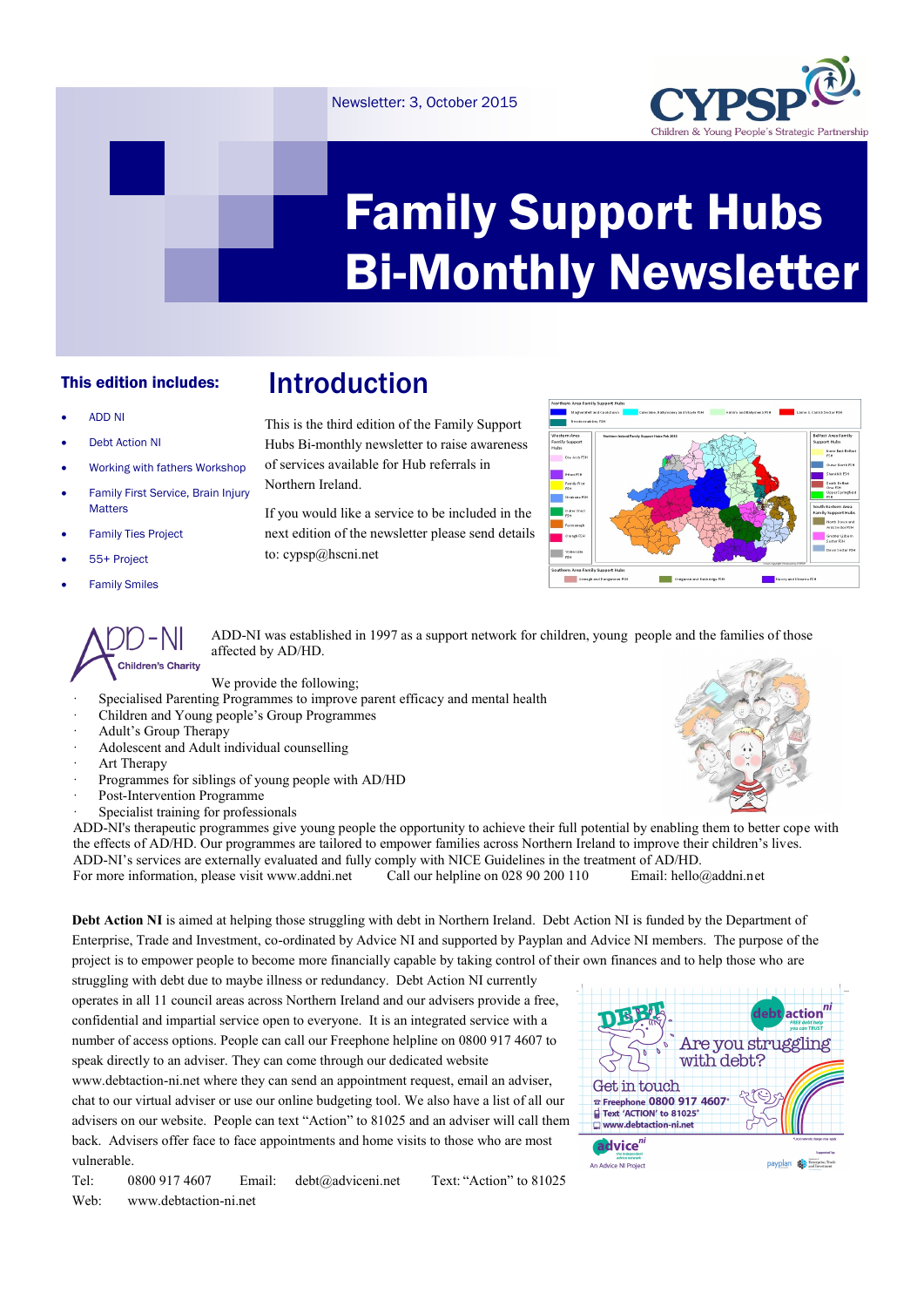Newsletter: 3, October 2015

CYPSP Children & Young People's Strategic Partnership

# Family Support Hubs Bi-Monthly Newsletter

### This edition includes:

- ADD NI
- Debt Action NI
- Working with fathers Workshop
- Family First Service, Brain Injury Matters
- Family Ties Project
- 55+ Project
- Family Smiles

## Introduction

This is the third edition of the Family Support Hubs Bi-monthly newsletter to raise awareness of services available for Hub referrals in Northern Ireland.

If you would like a service to be included in the next edition of the newsletter please send details to: cypsp@hscni.net

ADD-NI Children's Charity

ADD-NI was established in 1997 as a support network for children, young people and the families of those affected by AD/HD.

We provide the following;

- Specialised Parenting Programmes to improve parent efficacy and mental health
- Children and Young people's Group Programmes
- Adult's Group Therapy
- Adolescent and Adult individual counselling
- Art Therapy
- Programmes for siblings of young people with AD/HD
- Post-Intervention Programme
- Specialist training for professionals

ADD-NI's therapeutic programmes give young people the opportunity to achieve their full potential by enabling them to better cope with the effects of AD/HD. Our programmes are tailored to empower families across Northern Ireland to improve their children's lives. ADD-NI's services are externally evaluated and fully comply with NICE Guidelines in the treatment of AD/HD.

For more information, please visit www.addni.net Call our helpline on 028 90 200 110 Email: hello@addni.net

**Debt Action NI** is aimed at helping those struggling with debt in Northern Ireland. Debt Action NI is funded by the Department of Enterprise, Trade and Investment, co-ordinated by Advice NI and supported by Payplan and Advice NI members. The purpose of the project is to empower people to become more financially capable by taking control of their own finances and to help those who are struggling with debt due to maybe illness or redundancy. Debt Action NI currently operates in all 11 council areas across Northern Ireland and our advisers provide a free, confidential and impartial service open to everyone. It is an integrated service with a number of access options. People can call our Freephone helpline on 0800 917 4607 to speak directly to an adviser. They can come through our dedicated website www.debtaction-ni.net where they can send an appointment request, email an adviser, chat to our virtual adviser or use our online budgeting tool. We also have a list of all our advisers on our website. People can text "Action" to 81025 and an adviser will call them back. Advisers offer face to face appointments and home visits to those who are most vulnerable.

Tel: 0800 917 4607 Email: debt@adviceni.net Text: "Action" to 81025

Web: www.debtaction-ni.net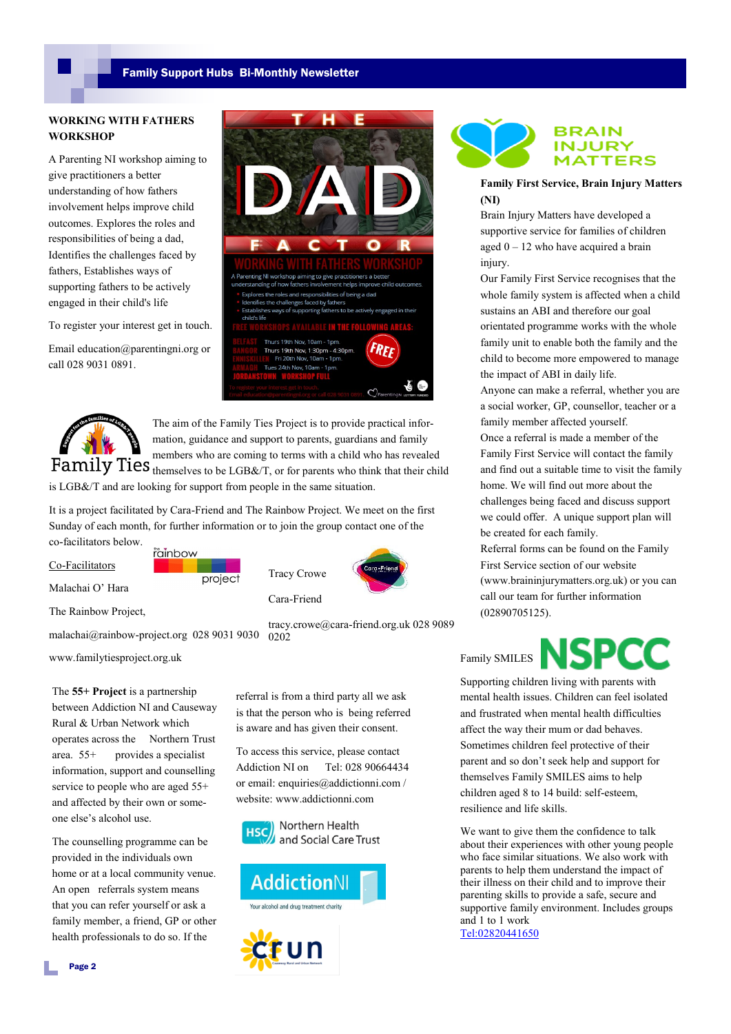## WORKING WITH FATHERS WORKSHOP

A Parenting NI workshop aiming to give practitioners a better understanding of how fathers involvement helps improve child outcomes. Explores the roles and responsibilities of being a dad, Identifies the challenges faced by fathers, Establishes ways of supporting fathers to be actively engaged in their child's life

To register your interest get in touch.

Email education@parentingni.org or call 028 9031 0891.

THE DAD FACTOR

WORKING WITH FATHERS WORKSHOP

A Parenting NI workshop aiming to give practitioners a better understanding of how fathers involvement helps improve child outcomes.

- Explores the roles and responsibilities of being a dad
- Identifies the challenges faced by fathers
- Establishes ways of supporting fathers to be actively engaged in their child's life

FREE WORKSHOPS AVAILABLE IN THE FOLLOWING AREAS:

BELFAST Thurs 19th Nov, 10am - 1pm.
BANGOR Thurs 19th Nov, 1:30pm - 4:30pm.
ENNISKILLEN Fri 20th Nov, 10am - 1pm.
ARMAGH Tues 24th Nov, 10am - 1pm.
JORDANSTOWN WORKSHOP FULL

FREE

To register your interest get in touch.
Email education@parentingni.org or call 028 9031 0891

## Family Ties

The aim of the Family Ties Project is to provide practical information, guidance and support to parents, guardians and family members who are coming to terms with a child who has revealed themselves to be LGB&/T, or for parents who think that their child is LGB&/T and are looking for support from people in the same situation.

It is a project facilitated by Cara-Friend and The Rainbow Project. We meet on the first Sunday of each month, for further information or to join the group contact one of the co-facilitators below.

Co-Facilitators

Malachai O' Hara

The Rainbow Project,

malachai@rainbow-project.org 028 9031 9030

Tracy Crowe

Cara-Friend

tracy.crowe@cara-friend.org.uk 028 9089 0202

www.familytiesproject.org.uk

## Brain Injury Matters

**Family First Service, Brain Injury Matters (NI)**

Brain Injury Matters have developed a supportive service for families of children aged 0 – 12 who have acquired a brain injury.

Our Family First Service recognises that the whole family system is affected when a child sustains an ABI and therefore our goal orientated programme works with the whole family unit to enable both the family and the child to become more empowered to manage the impact of ABI in daily life.

Anyone can make a referral, whether you are a social worker, GP, counsellor, teacher or a family member affected yourself.

Once a referral is made a member of the Family First Service will contact the family and find out a suitable time to visit the family home. We will find out more about the challenges being faced and discuss support we could offer. A unique support plan will be created for each family.

Referral forms can be found on the Family First Service section of our website (www.braininjurymatters.org.uk) or you can call our team for further information (02890705125).

## 55+ Project

The **55+ Project** is a partnership between Addiction NI and Causeway Rural & Urban Network which operates across the Northern Trust area. 55+ provides a specialist information, support and counselling service to people who are aged 55+ and affected by their own or someone else's alcohol use.

The counselling programme can be provided in the individuals own home or at a local community venue. An open referrals system means that you can refer yourself or ask a family member, a friend, GP or other health professionals to do so. If the referral is from a third party all we ask is that the person who is being referred is aware and has given their consent.

To access this service, please contact Addiction NI on Tel: 028 90664434 or email: enquiries@addictionni.com / website: www.addictionni.com

HSC Northern Health and Social Care Trust

AddictionNI — Your alcohol and drug treatment charity

crun

## Family SMILES — NSPCC

Supporting children living with parents with mental health issues. Children can feel isolated and frustrated when mental health difficulties affect the way their mum or dad behaves. Sometimes children feel protective of their parent and so don't seek help and support for themselves Family SMILES aims to help children aged 8 to 14 build: self-esteem, resilience and life skills.

We want to give them the confidence to talk about their experiences with other young people who face similar situations. We also work with parents to help them understand the impact of their illness on their child and to improve their parenting skills to provide a safe, secure and supportive family environment. Includes groups and 1 to 1 work

Tel:02820441650